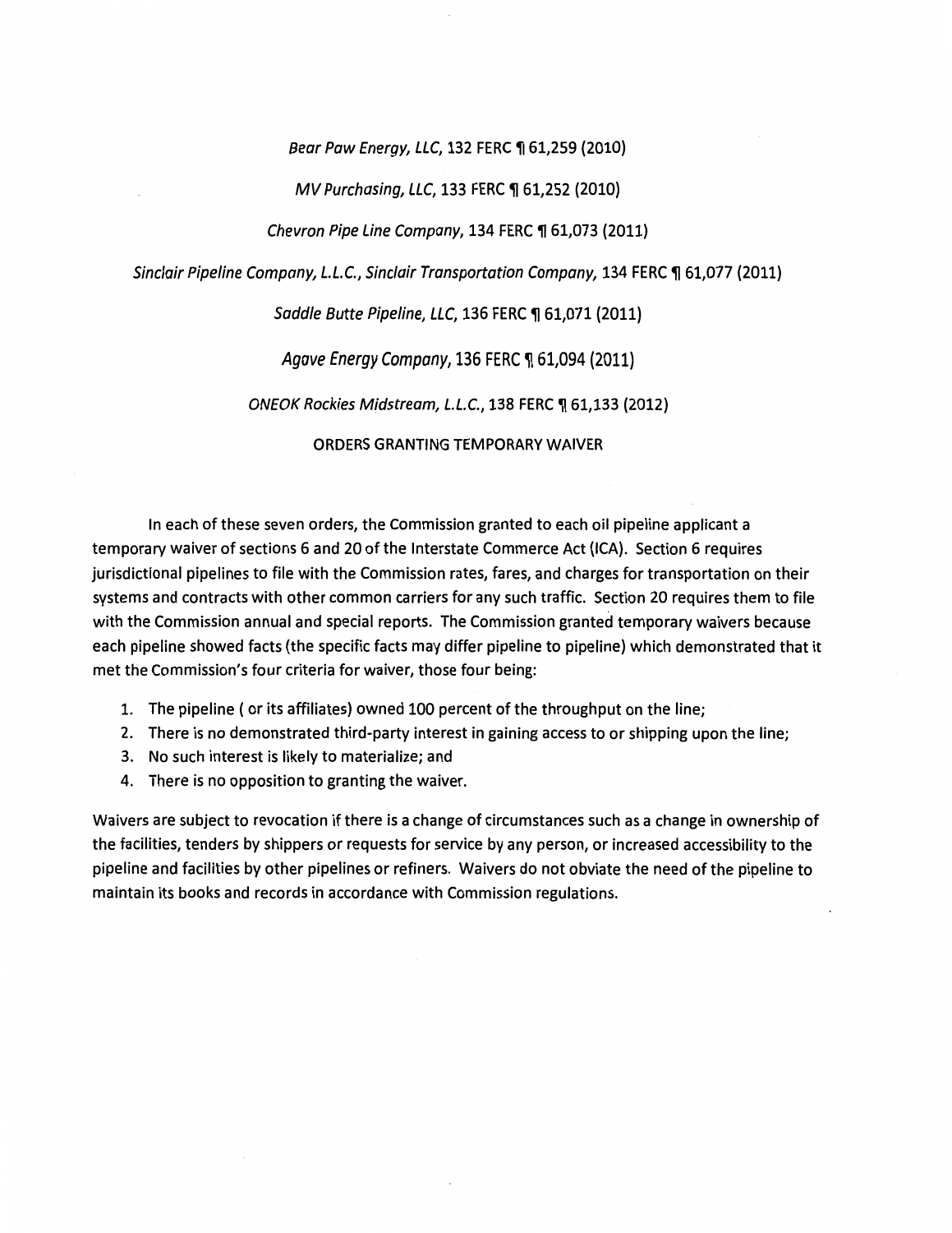*Bear Paw Energy, LLC*, 132 FERC ¶ 61,259 (2010)

*MV Purchasing, LLC*, 133 FERC ¶ 61,252 (2010)

*Chevron Pipe Line Company*, 134 FERC ¶ 61,073 (2011)

*Sinclair Pipeline Company, L.L.C., Sinclair Transportation Company*, 134 FERC ¶ 61,077 (2011)

*Saddle Butte Pipeline, LLC*, 136 FERC ¶ 61,071 (2011)

*Agave Energy Company*, 136 FERC ¶ 61,094 (2011)

*ONEOK Rockies Midstream, L.L.C.*, 138 FERC ¶ 61,133 (2012)

ORDERS GRANTING TEMPORARY WAIVER

In each of these seven orders, the Commission granted to each oil pipeline applicant a temporary waiver of sections 6 and 20 of the Interstate Commerce Act (ICA). Section 6 requires jurisdictional pipelines to file with the Commission rates, fares, and charges for transportation on their systems and contracts with other common carriers for any such traffic. Section 20 requires them to file with the Commission annual and special reports. The Commission granted temporary waivers because each pipeline showed facts (the specific facts may differ pipeline to pipeline) which demonstrated that it met the Commission's four criteria for waiver, those four being:

1. The pipeline ( or its affiliates) owned 100 percent of the throughput on the line;
2. There is no demonstrated third-party interest in gaining access to or shipping upon the line;
3. No such interest is likely to materialize; and
4. There is no opposition to granting the waiver.

Waivers are subject to revocation if there is a change of circumstances such as a change in ownership of the facilities, tenders by shippers or requests for service by any person, or increased accessibility to the pipeline and facilities by other pipelines or refiners. Waivers do not obviate the need of the pipeline to maintain its books and records in accordance with Commission regulations.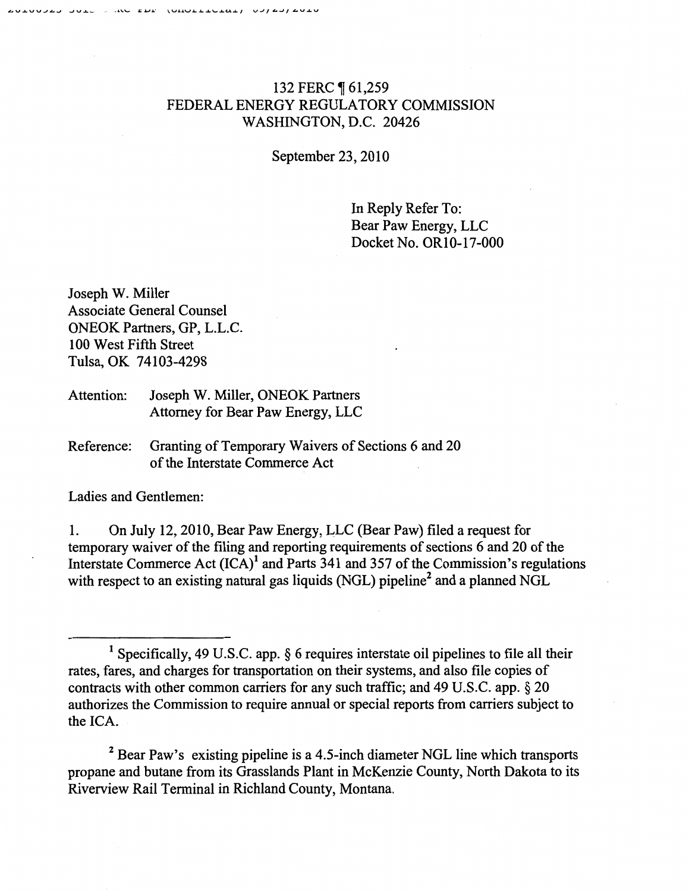132 FERC ¶ 61,259
FEDERAL ENERGY REGULATORY COMMISSION
WASHINGTON, D.C. 20426

September 23, 2010

In Reply Refer To:
Bear Paw Energy, LLC
Docket No. OR10-17-000

Joseph W. Miller
Associate General Counsel
ONEOK Partners, GP, L.L.C.
100 West Fifth Street
Tulsa, OK 74103-4298

Attention: Joseph W. Miller, ONEOK Partners
Attorney for Bear Paw Energy, LLC

Reference: Granting of Temporary Waivers of Sections 6 and 20 of the Interstate Commerce Act

Ladies and Gentlemen:

1. On July 12, 2010, Bear Paw Energy, LLC (Bear Paw) filed a request for temporary waiver of the filing and reporting requirements of sections 6 and 20 of the Interstate Commerce Act (ICA)[1] and Parts 341 and 357 of the Commission's regulations with respect to an existing natural gas liquids (NGL) pipeline[2] and a planned NGL

---

[1] Specifically, 49 U.S.C. app. § 6 requires interstate oil pipelines to file all their rates, fares, and charges for transportation on their systems, and also file copies of contracts with other common carriers for any such traffic; and 49 U.S.C. app. § 20 authorizes the Commission to require annual or special reports from carriers subject to the ICA.

[2] Bear Paw's existing pipeline is a 4.5-inch diameter NGL line which transports propane and butane from its Grasslands Plant in McKenzie County, North Dakota to its Riverview Rail Terminal in Richland County, Montana.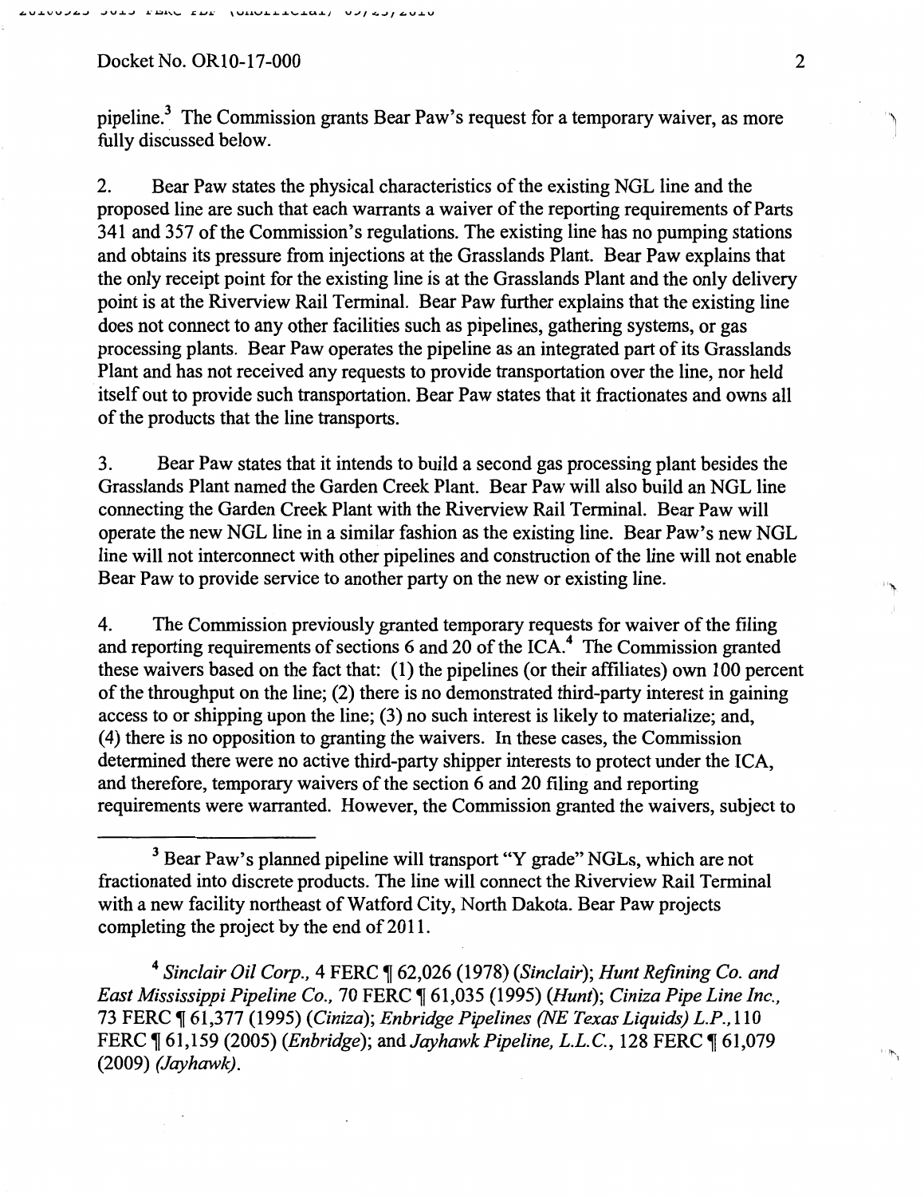pipeline.[3] The Commission grants Bear Paw's request for a temporary waiver, as more fully discussed below.

2. Bear Paw states the physical characteristics of the existing NGL line and the proposed line are such that each warrants a waiver of the reporting requirements of Parts 341 and 357 of the Commission's regulations. The existing line has no pumping stations and obtains its pressure from injections at the Grasslands Plant. Bear Paw explains that the only receipt point for the existing line is at the Grasslands Plant and the only delivery point is at the Riverview Rail Terminal. Bear Paw further explains that the existing line does not connect to any other facilities such as pipelines, gathering systems, or gas processing plants. Bear Paw operates the pipeline as an integrated part of its Grasslands Plant and has not received any requests to provide transportation over the line, nor held itself out to provide such transportation. Bear Paw states that it fractionates and owns all of the products that the line transports.

3. Bear Paw states that it intends to build a second gas processing plant besides the Grasslands Plant named the Garden Creek Plant. Bear Paw will also build an NGL line connecting the Garden Creek Plant with the Riverview Rail Terminal. Bear Paw will operate the new NGL line in a similar fashion as the existing line. Bear Paw's new NGL line will not interconnect with other pipelines and construction of the line will not enable Bear Paw to provide service to another party on the new or existing line.

4. The Commission previously granted temporary requests for waiver of the filing and reporting requirements of sections 6 and 20 of the ICA.[4] The Commission granted these waivers based on the fact that: (1) the pipelines (or their affiliates) own 100 percent of the throughput on the line; (2) there is no demonstrated third-party interest in gaining access to or shipping upon the line; (3) no such interest is likely to materialize; and, (4) there is no opposition to granting the waivers. In these cases, the Commission determined there were no active third-party shipper interests to protect under the ICA, and therefore, temporary waivers of the section 6 and 20 filing and reporting requirements were warranted. However, the Commission granted the waivers, subject to

---

[3] Bear Paw's planned pipeline will transport "Y grade" NGLs, which are not fractionated into discrete products. The line will connect the Riverview Rail Terminal with a new facility northeast of Watford City, North Dakota. Bear Paw projects completing the project by the end of 2011.

[4] *Sinclair Oil Corp.*, 4 FERC ¶ 62,026 (1978) (*Sinclair*); *Hunt Refining Co. and East Mississippi Pipeline Co.*, 70 FERC ¶ 61,035 (1995) (*Hunt*); *Ciniza Pipe Line Inc.*, 73 FERC ¶ 61,377 (1995) (*Ciniza*); *Enbridge Pipelines (NE Texas Liquids) L.P.*, 110 FERC ¶ 61,159 (2005) (*Enbridge*); and *Jayhawk Pipeline, L.L.C.*, 128 FERC ¶ 61,079 (2009) (*Jayhawk*).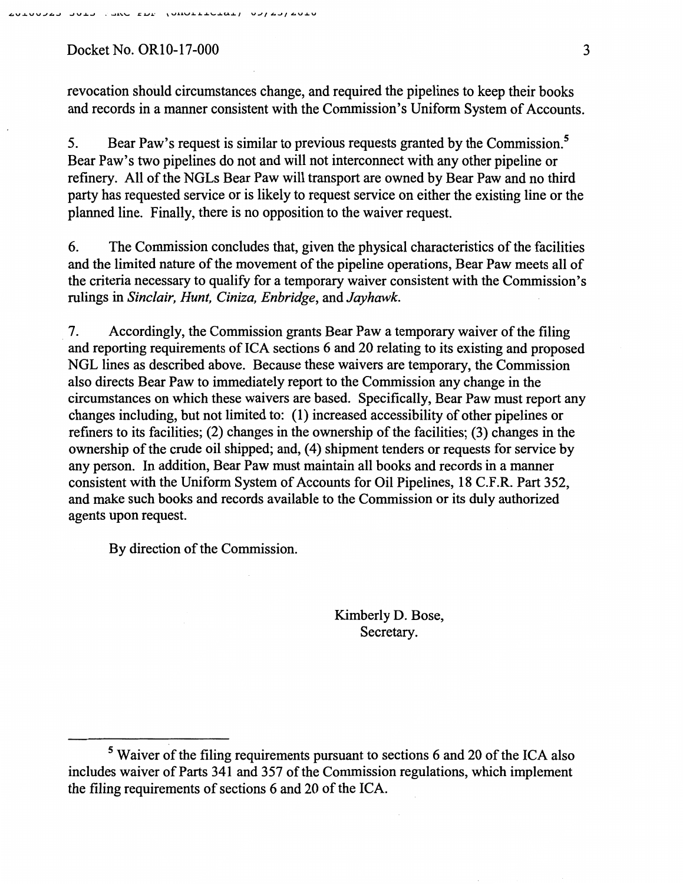revocation should circumstances change, and required the pipelines to keep their books and records in a manner consistent with the Commission's Uniform System of Accounts.

5. Bear Paw's request is similar to previous requests granted by the Commission.[5] Bear Paw's two pipelines do not and will not interconnect with any other pipeline or refinery. All of the NGLs Bear Paw will transport are owned by Bear Paw and no third party has requested service or is likely to request service on either the existing line or the planned line. Finally, there is no opposition to the waiver request.

6. The Commission concludes that, given the physical characteristics of the facilities and the limited nature of the movement of the pipeline operations, Bear Paw meets all of the criteria necessary to qualify for a temporary waiver consistent with the Commission's rulings in *Sinclair*, *Hunt*, *Ciniza*, *Enbridge*, and *Jayhawk*.

7. Accordingly, the Commission grants Bear Paw a temporary waiver of the filing and reporting requirements of ICA sections 6 and 20 relating to its existing and proposed NGL lines as described above. Because these waivers are temporary, the Commission also directs Bear Paw to immediately report to the Commission any change in the circumstances on which these waivers are based. Specifically, Bear Paw must report any changes including, but not limited to: (1) increased accessibility of other pipelines or refiners to its facilities; (2) changes in the ownership of the facilities; (3) changes in the ownership of the crude oil shipped; and, (4) shipment tenders or requests for service by any person. In addition, Bear Paw must maintain all books and records in a manner consistent with the Uniform System of Accounts for Oil Pipelines, 18 C.F.R. Part 352, and make such books and records available to the Commission or its duly authorized agents upon request.

By direction of the Commission.

Kimberly D. Bose,
Secretary.

---

[5] Waiver of the filing requirements pursuant to sections 6 and 20 of the ICA also includes waiver of Parts 341 and 357 of the Commission regulations, which implement the filing requirements of sections 6 and 20 of the ICA.